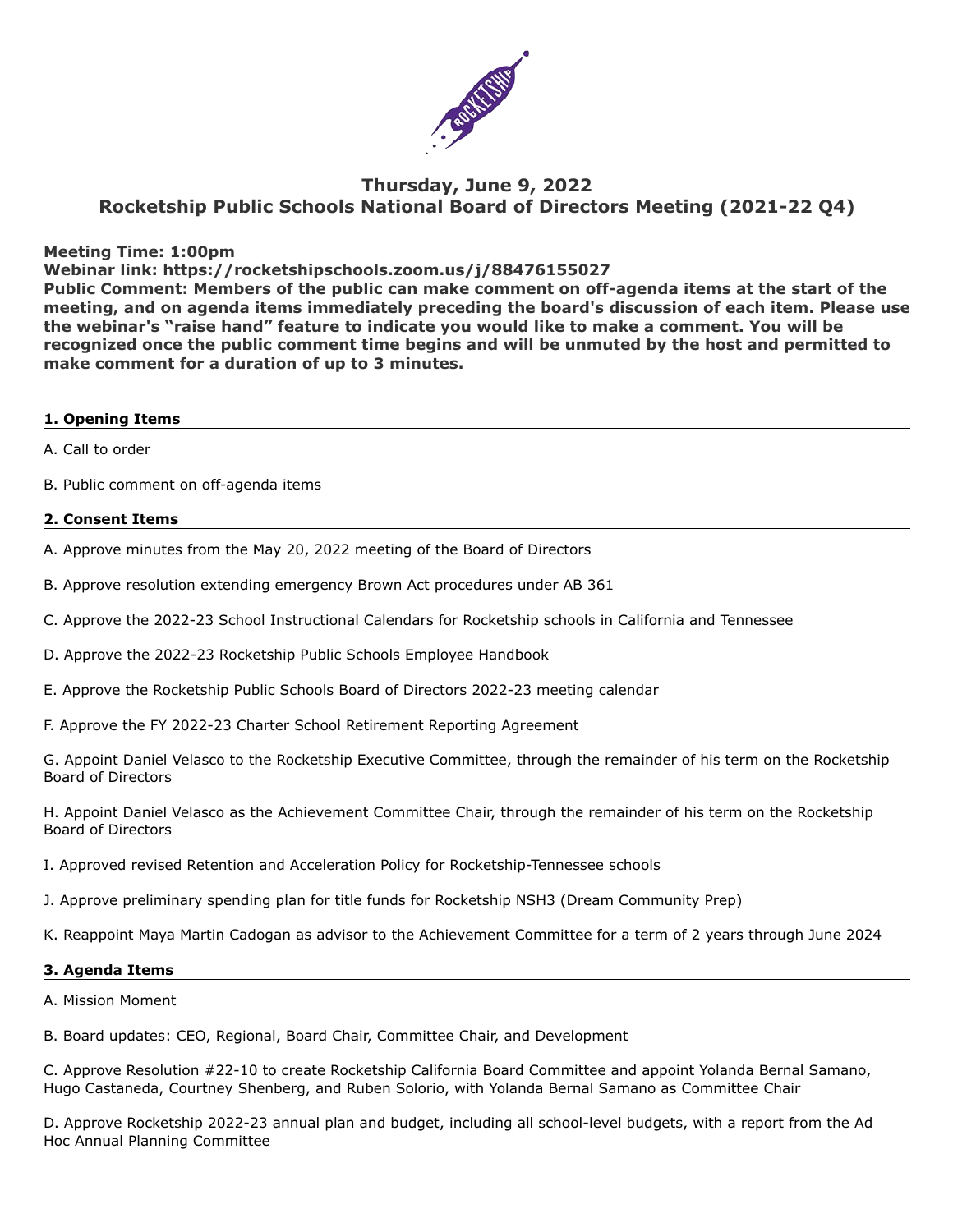# Thursday, June 9, 2022
# Rocketship Public Schools National Board of Directors Meeting (2021-22 Q4)

**Meeting Time: 1:00pm**
**Webinar link: https://rocketshipschools.zoom.us/j/88476155027**
**Public Comment: Members of the public can make comment on off-agenda items at the start of the meeting, and on agenda items immediately preceding the board's discussion of each item. Please use the webinar's "raise hand" feature to indicate you would like to make a comment. You will be recognized once the public comment time begins and will be unmuted by the host and permitted to make comment for a duration of up to 3 minutes.**

## 1. Opening Items

A. Call to order

B. Public comment on off-agenda items

## 2. Consent Items

A. Approve minutes from the May 20, 2022 meeting of the Board of Directors

B. Approve resolution extending emergency Brown Act procedures under AB 361

C. Approve the 2022-23 School Instructional Calendars for Rocketship schools in California and Tennessee

D. Approve the 2022-23 Rocketship Public Schools Employee Handbook

E. Approve the Rocketship Public Schools Board of Directors 2022-23 meeting calendar

F. Approve the FY 2022-23 Charter School Retirement Reporting Agreement

G. Appoint Daniel Velasco to the Rocketship Executive Committee, through the remainder of his term on the Rocketship Board of Directors

H. Appoint Daniel Velasco as the Achievement Committee Chair, through the remainder of his term on the Rocketship Board of Directors

I. Approved revised Retention and Acceleration Policy for Rocketship-Tennessee schools

J. Approve preliminary spending plan for title funds for Rocketship NSH3 (Dream Community Prep)

K. Reappoint Maya Martin Cadogan as advisor to the Achievement Committee for a term of 2 years through June 2024

## 3. Agenda Items

A. Mission Moment

B. Board updates: CEO, Regional, Board Chair, Committee Chair, and Development

C. Approve Resolution #22-10 to create Rocketship California Board Committee and appoint Yolanda Bernal Samano, Hugo Castaneda, Courtney Shenberg, and Ruben Solorio, with Yolanda Bernal Samano as Committee Chair

D. Approve Rocketship 2022-23 annual plan and budget, including all school-level budgets, with a report from the Ad Hoc Annual Planning Committee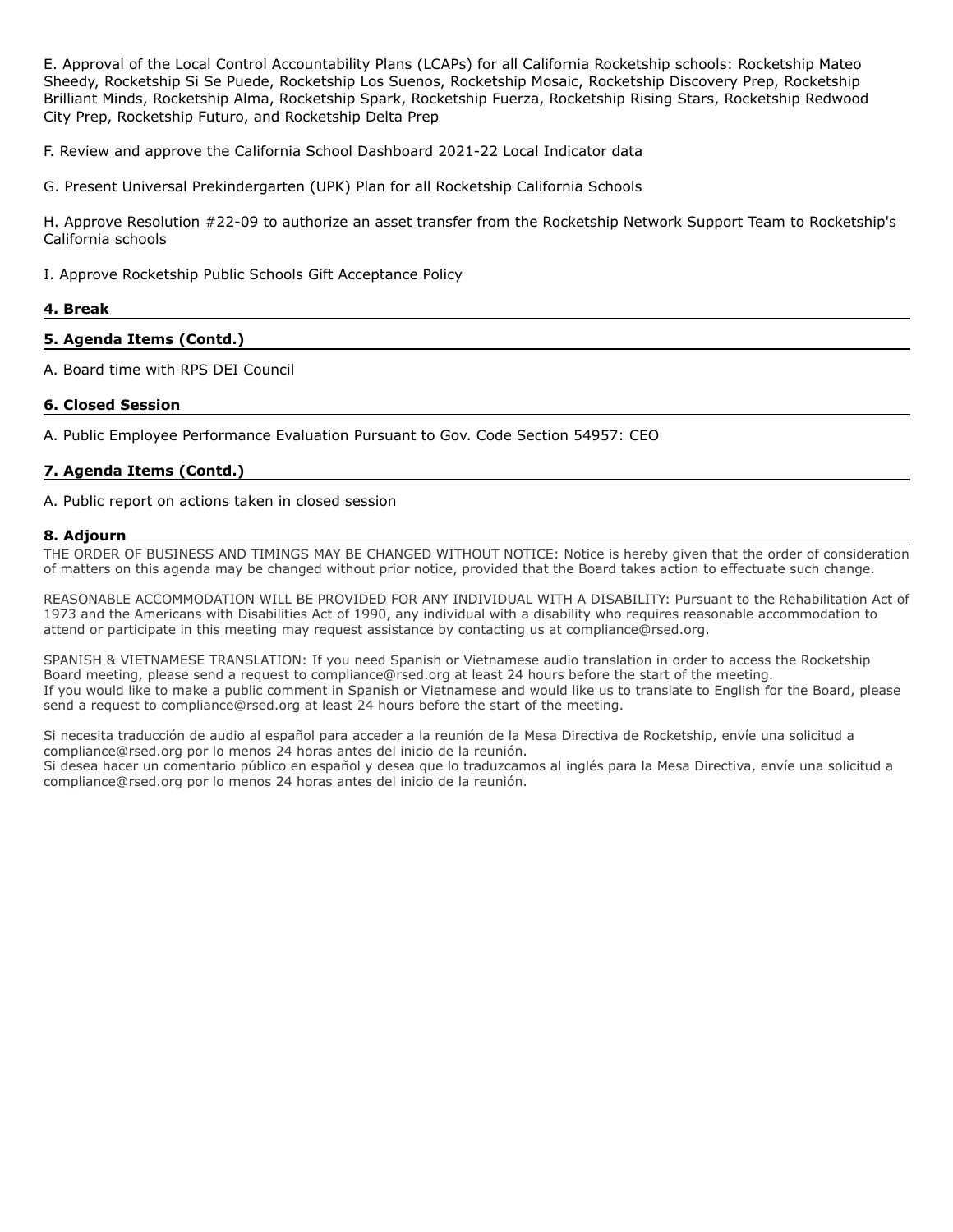E. Approval of the Local Control Accountability Plans (LCAPs) for all California Rocketship schools: Rocketship Mateo Sheedy, Rocketship Si Se Puede, Rocketship Los Suenos, Rocketship Mosaic, Rocketship Discovery Prep, Rocketship Brilliant Minds, Rocketship Alma, Rocketship Spark, Rocketship Fuerza, Rocketship Rising Stars, Rocketship Redwood City Prep, Rocketship Futuro, and Rocketship Delta Prep

F. Review and approve the California School Dashboard 2021-22 Local Indicator data

G. Present Universal Prekindergarten (UPK) Plan for all Rocketship California Schools

H. Approve Resolution #22-09 to authorize an asset transfer from the Rocketship Network Support Team to Rocketship's California schools

I. Approve Rocketship Public Schools Gift Acceptance Policy

**4. Break**

**5. Agenda Items (Contd.)**

A. Board time with RPS DEI Council

**6. Closed Session**

A. Public Employee Performance Evaluation Pursuant to Gov. Code Section 54957: CEO

**7. Agenda Items (Contd.)**

A. Public report on actions taken in closed session

**8. Adjourn**

THE ORDER OF BUSINESS AND TIMINGS MAY BE CHANGED WITHOUT NOTICE: Notice is hereby given that the order of consideration of matters on this agenda may be changed without prior notice, provided that the Board takes action to effectuate such change.

REASONABLE ACCOMMODATION WILL BE PROVIDED FOR ANY INDIVIDUAL WITH A DISABILITY: Pursuant to the Rehabilitation Act of 1973 and the Americans with Disabilities Act of 1990, any individual with a disability who requires reasonable accommodation to attend or participate in this meeting may request assistance by contacting us at compliance@rsed.org.

SPANISH & VIETNAMESE TRANSLATION: If you need Spanish or Vietnamese audio translation in order to access the Rocketship Board meeting, please send a request to compliance@rsed.org at least 24 hours before the start of the meeting.
If you would like to make a public comment in Spanish or Vietnamese and would like us to translate to English for the Board, please send a request to compliance@rsed.org at least 24 hours before the start of the meeting.

Si necesita traducción de audio al español para acceder a la reunión de la Mesa Directiva de Rocketship, envíe una solicitud a compliance@rsed.org por lo menos 24 horas antes del inicio de la reunión.
Si desea hacer un comentario público en español y desea que lo traduzcamos al inglés para la Mesa Directiva, envíe una solicitud a compliance@rsed.org por lo menos 24 horas antes del inicio de la reunión.